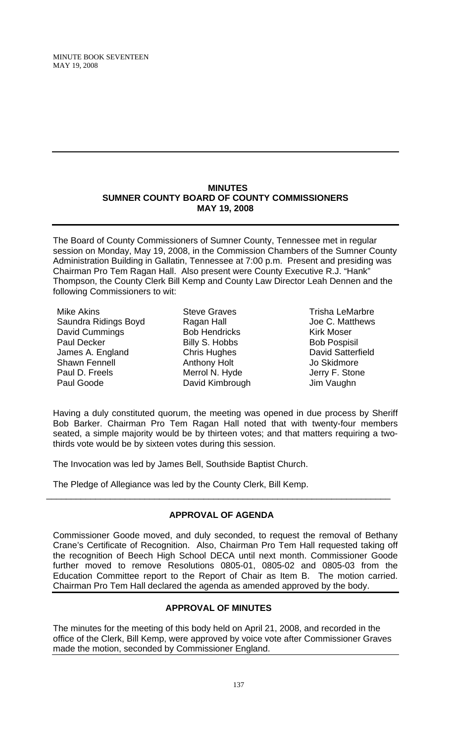# MINUTES
# SUMNER COUNTY BOARD OF COUNTY COMMISSIONERS
# MAY 19, 2008

The Board of County Commissioners of Sumner County, Tennessee met in regular session on Monday, May 19, 2008, in the Commission Chambers of the Sumner County Administration Building in Gallatin, Tennessee at 7:00 p.m. Present and presiding was Chairman Pro Tem Ragan Hall. Also present were County Executive R.J. "Hank" Thompson, the County Clerk Bill Kemp and County Law Director Leah Dennen and the following Commissioners to wit:

| | | |
|---|---|---|
| Mike Akins | Steve Graves | Trisha LeMarbre |
| Saundra Ridings Boyd | Ragan Hall | Joe C. Matthews |
| David Cummings | Bob Hendricks | Kirk Moser |
| Paul Decker | Billy S. Hobbs | Bob Pospisil |
| James A. England | Chris Hughes | David Satterfield |
| Shawn Fennell | Anthony Holt | Jo Skidmore |
| Paul D. Freels | Merrol N. Hyde | Jerry F. Stone |
| Paul Goode | David Kimbrough | Jim Vaughn |

Having a duly constituted quorum, the meeting was opened in due process by Sheriff Bob Barker. Chairman Pro Tem Ragan Hall noted that with twenty-four members seated, a simple majority would be by thirteen votes; and that matters requiring a two-thirds vote would be by sixteen votes during this session.

The Invocation was led by James Bell, Southside Baptist Church.

The Pledge of Allegiance was led by the County Clerk, Bill Kemp.

## APPROVAL OF AGENDA

Commissioner Goode moved, and duly seconded, to request the removal of Bethany Crane's Certificate of Recognition. Also, Chairman Pro Tem Hall requested taking off the recognition of Beech High School DECA until next month. Commissioner Goode further moved to remove Resolutions 0805-01, 0805-02 and 0805-03 from the Education Committee report to the Report of Chair as Item B. The motion carried. Chairman Pro Tem Hall declared the agenda as amended approved by the body.

## APPROVAL OF MINUTES

The minutes for the meeting of this body held on April 21, 2008, and recorded in the office of the Clerk, Bill Kemp, were approved by voice vote after Commissioner Graves made the motion, seconded by Commissioner England.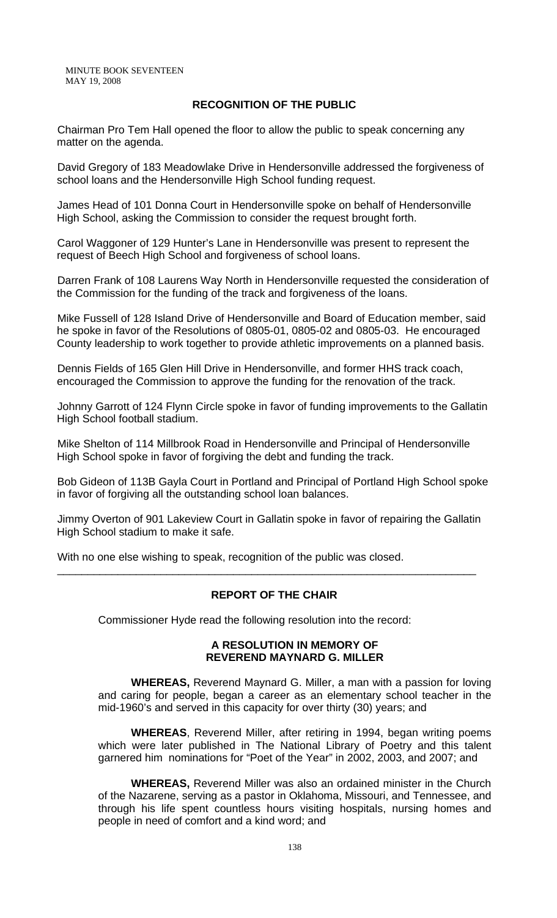## RECOGNITION OF THE PUBLIC

Chairman Pro Tem Hall opened the floor to allow the public to speak concerning any matter on the agenda.

David Gregory of 183 Meadowlake Drive in Hendersonville addressed the forgiveness of school loans and the Hendersonville High School funding request.

James Head of 101 Donna Court in Hendersonville spoke on behalf of Hendersonville High School, asking the Commission to consider the request brought forth.

Carol Waggoner of 129 Hunter's Lane in Hendersonville was present to represent the request of Beech High School and forgiveness of school loans.

Darren Frank of 108 Laurens Way North in Hendersonville requested the consideration of the Commission for the funding of the track and forgiveness of the loans.

Mike Fussell of 128 Island Drive of Hendersonville and Board of Education member, said he spoke in favor of the Resolutions of 0805-01, 0805-02 and 0805-03. He encouraged County leadership to work together to provide athletic improvements on a planned basis.

Dennis Fields of 165 Glen Hill Drive in Hendersonville, and former HHS track coach, encouraged the Commission to approve the funding for the renovation of the track.

Johnny Garrott of 124 Flynn Circle spoke in favor of funding improvements to the Gallatin High School football stadium.

Mike Shelton of 114 Millbrook Road in Hendersonville and Principal of Hendersonville High School spoke in favor of forgiving the debt and funding the track.

Bob Gideon of 113B Gayla Court in Portland and Principal of Portland High School spoke in favor of forgiving all the outstanding school loan balances.

Jimmy Overton of 901 Lakeview Court in Gallatin spoke in favor of repairing the Gallatin High School stadium to make it safe.

With no one else wishing to speak, recognition of the public was closed.

---

## REPORT OF THE CHAIR

Commissioner Hyde read the following resolution into the record:

### A RESOLUTION IN MEMORY OF REVEREND MAYNARD G. MILLER

**WHEREAS,** Reverend Maynard G. Miller, a man with a passion for loving and caring for people, began a career as an elementary school teacher in the mid-1960's and served in this capacity for over thirty (30) years; and

**WHEREAS**, Reverend Miller, after retiring in 1994, began writing poems which were later published in The National Library of Poetry and this talent garnered him nominations for "Poet of the Year" in 2002, 2003, and 2007; and

**WHEREAS,** Reverend Miller was also an ordained minister in the Church of the Nazarene, serving as a pastor in Oklahoma, Missouri, and Tennessee, and through his life spent countless hours visiting hospitals, nursing homes and people in need of comfort and a kind word; and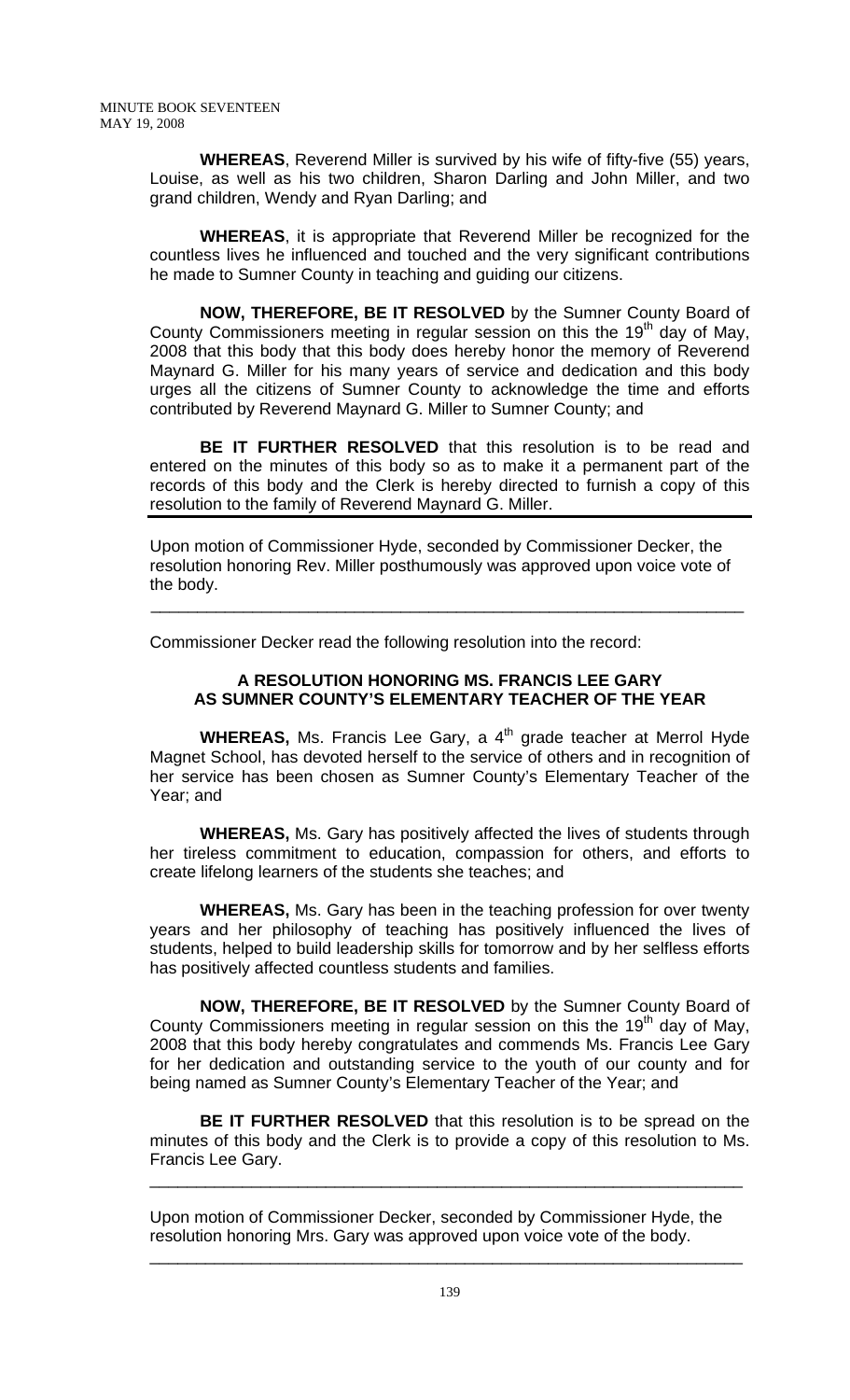**WHEREAS**, Reverend Miller is survived by his wife of fifty-five (55) years, Louise, as well as his two children, Sharon Darling and John Miller, and two grand children, Wendy and Ryan Darling; and

**WHEREAS**, it is appropriate that Reverend Miller be recognized for the countless lives he influenced and touched and the very significant contributions he made to Sumner County in teaching and guiding our citizens.

**NOW, THEREFORE, BE IT RESOLVED** by the Sumner County Board of County Commissioners meeting in regular session on this the 19th day of May, 2008 that this body that this body does hereby honor the memory of Reverend Maynard G. Miller for his many years of service and dedication and this body urges all the citizens of Sumner County to acknowledge the time and efforts contributed by Reverend Maynard G. Miller to Sumner County; and

**BE IT FURTHER RESOLVED** that this resolution is to be read and entered on the minutes of this body so as to make it a permanent part of the records of this body and the Clerk is hereby directed to furnish a copy of this resolution to the family of Reverend Maynard G. Miller.

---

Upon motion of Commissioner Hyde, seconded by Commissioner Decker, the resolution honoring Rev. Miller posthumously was approved upon voice vote of the body.

---

Commissioner Decker read the following resolution into the record:

**A RESOLUTION HONORING MS. FRANCIS LEE GARY AS SUMNER COUNTY'S ELEMENTARY TEACHER OF THE YEAR**

**WHEREAS,** Ms. Francis Lee Gary, a 4th grade teacher at Merrol Hyde Magnet School, has devoted herself to the service of others and in recognition of her service has been chosen as Sumner County's Elementary Teacher of the Year; and

**WHEREAS,** Ms. Gary has positively affected the lives of students through her tireless commitment to education, compassion for others, and efforts to create lifelong learners of the students she teaches; and

**WHEREAS,** Ms. Gary has been in the teaching profession for over twenty years and her philosophy of teaching has positively influenced the lives of students, helped to build leadership skills for tomorrow and by her selfless efforts has positively affected countless students and families.

**NOW, THEREFORE, BE IT RESOLVED** by the Sumner County Board of County Commissioners meeting in regular session on this the 19th day of May, 2008 that this body hereby congratulates and commends Ms. Francis Lee Gary for her dedication and outstanding service to the youth of our county and for being named as Sumner County's Elementary Teacher of the Year; and

**BE IT FURTHER RESOLVED** that this resolution is to be spread on the minutes of this body and the Clerk is to provide a copy of this resolution to Ms. Francis Lee Gary.

---

Upon motion of Commissioner Decker, seconded by Commissioner Hyde, the resolution honoring Mrs. Gary was approved upon voice vote of the body.

---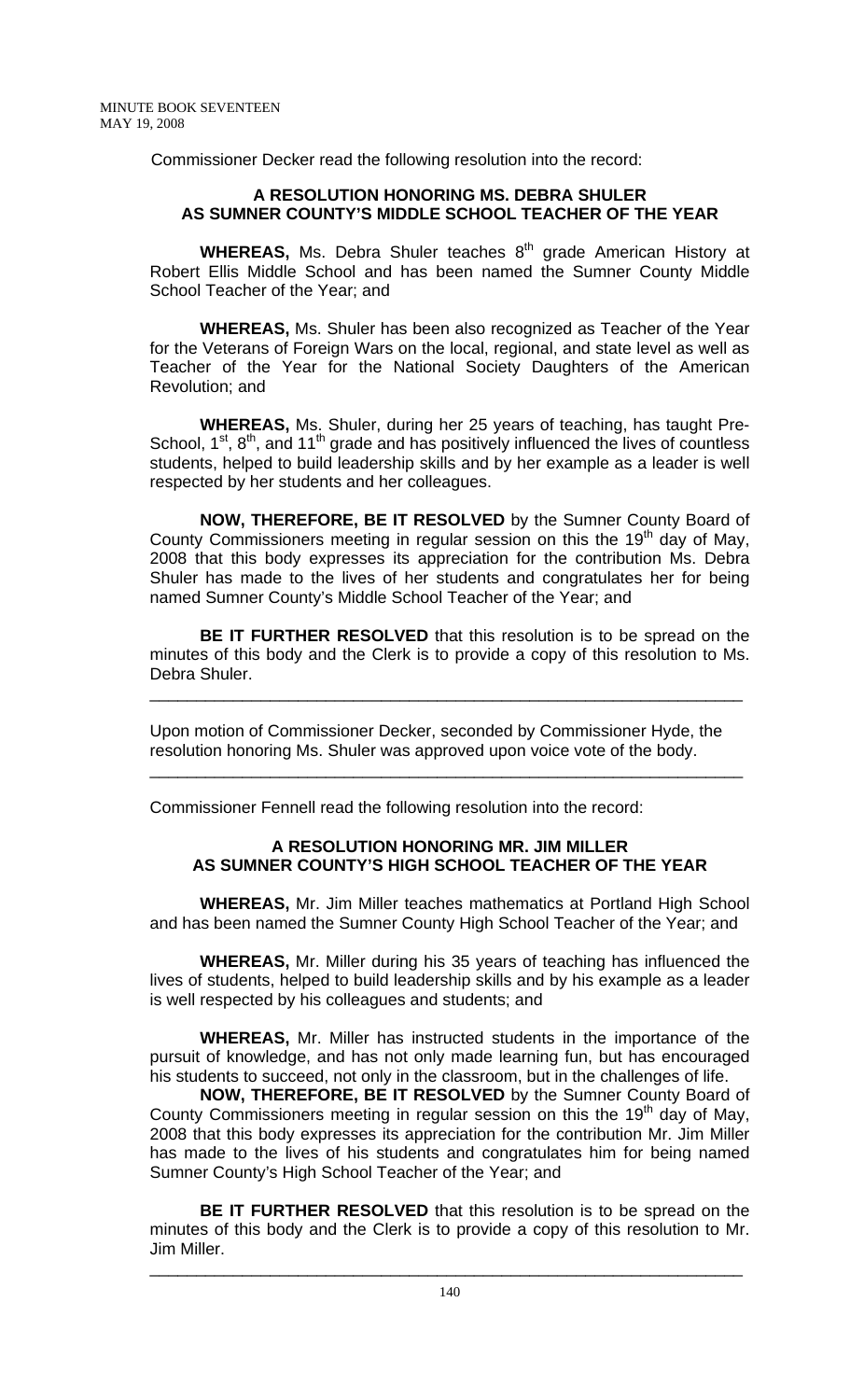Commissioner Decker read the following resolution into the record:

**A RESOLUTION HONORING MS. DEBRA SHULER AS SUMNER COUNTY'S MIDDLE SCHOOL TEACHER OF THE YEAR**

**WHEREAS,** Ms. Debra Shuler teaches 8th grade American History at Robert Ellis Middle School and has been named the Sumner County Middle School Teacher of the Year; and

**WHEREAS,** Ms. Shuler has been also recognized as Teacher of the Year for the Veterans of Foreign Wars on the local, regional, and state level as well as Teacher of the Year for the National Society Daughters of the American Revolution; and

**WHEREAS,** Ms. Shuler, during her 25 years of teaching, has taught Pre-School, 1st, 8th, and 11th grade and has positively influenced the lives of countless students, helped to build leadership skills and by her example as a leader is well respected by her students and her colleagues.

**NOW, THEREFORE, BE IT RESOLVED** by the Sumner County Board of County Commissioners meeting in regular session on this the 19th day of May, 2008 that this body expresses its appreciation for the contribution Ms. Debra Shuler has made to the lives of her students and congratulates her for being named Sumner County's Middle School Teacher of the Year; and

**BE IT FURTHER RESOLVED** that this resolution is to be spread on the minutes of this body and the Clerk is to provide a copy of this resolution to Ms. Debra Shuler.

---

Upon motion of Commissioner Decker, seconded by Commissioner Hyde, the resolution honoring Ms. Shuler was approved upon voice vote of the body.

---

Commissioner Fennell read the following resolution into the record:

**A RESOLUTION HONORING MR. JIM MILLER AS SUMNER COUNTY'S HIGH SCHOOL TEACHER OF THE YEAR**

**WHEREAS,** Mr. Jim Miller teaches mathematics at Portland High School and has been named the Sumner County High School Teacher of the Year; and

**WHEREAS,** Mr. Miller during his 35 years of teaching has influenced the lives of students, helped to build leadership skills and by his example as a leader is well respected by his colleagues and students; and

**WHEREAS,** Mr. Miller has instructed students in the importance of the pursuit of knowledge, and has not only made learning fun, but has encouraged his students to succeed, not only in the classroom, but in the challenges of life.

**NOW, THEREFORE, BE IT RESOLVED** by the Sumner County Board of County Commissioners meeting in regular session on this the 19th day of May, 2008 that this body expresses its appreciation for the contribution Mr. Jim Miller has made to the lives of his students and congratulates him for being named Sumner County's High School Teacher of the Year; and

**BE IT FURTHER RESOLVED** that this resolution is to be spread on the minutes of this body and the Clerk is to provide a copy of this resolution to Mr. Jim Miller.

---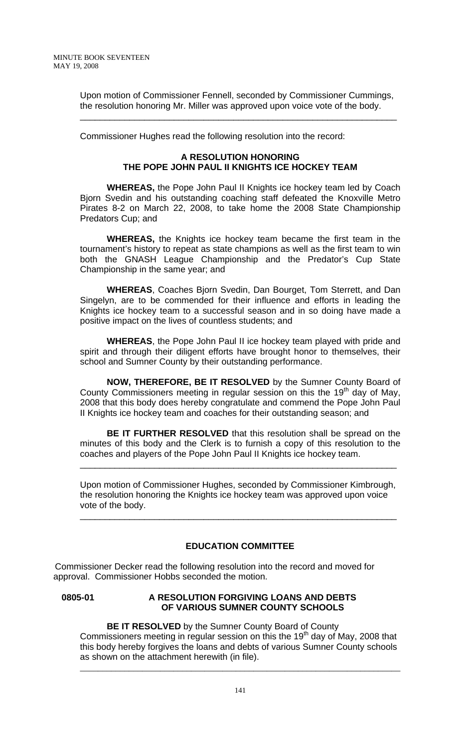Upon motion of Commissioner Fennell, seconded by Commissioner Cummings, the resolution honoring Mr. Miller was approved upon voice vote of the body.

---

Commissioner Hughes read the following resolution into the record:

**A RESOLUTION HONORING THE POPE JOHN PAUL II KNIGHTS ICE HOCKEY TEAM**

**WHEREAS,** the Pope John Paul II Knights ice hockey team led by Coach Bjorn Svedin and his outstanding coaching staff defeated the Knoxville Metro Pirates 8-2 on March 22, 2008, to take home the 2008 State Championship Predators Cup; and

**WHEREAS,** the Knights ice hockey team became the first team in the tournament's history to repeat as state champions as well as the first team to win both the GNASH League Championship and the Predator's Cup State Championship in the same year; and

**WHEREAS**, Coaches Bjorn Svedin, Dan Bourget, Tom Sterrett, and Dan Singelyn, are to be commended for their influence and efforts in leading the Knights ice hockey team to a successful season and in so doing have made a positive impact on the lives of countless students; and

**WHEREAS**, the Pope John Paul II ice hockey team played with pride and spirit and through their diligent efforts have brought honor to themselves, their school and Sumner County by their outstanding performance.

**NOW, THEREFORE, BE IT RESOLVED** by the Sumner County Board of County Commissioners meeting in regular session on this the 19th day of May, 2008 that this body does hereby congratulate and commend the Pope John Paul II Knights ice hockey team and coaches for their outstanding season; and

**BE IT FURTHER RESOLVED** that this resolution shall be spread on the minutes of this body and the Clerk is to furnish a copy of this resolution to the coaches and players of the Pope John Paul II Knights ice hockey team.

---

Upon motion of Commissioner Hughes, seconded by Commissioner Kimbrough, the resolution honoring the Knights ice hockey team was approved upon voice vote of the body.

---

## EDUCATION COMMITTEE

Commissioner Decker read the following resolution into the record and moved for approval. Commissioner Hobbs seconded the motion.

**0805-01 A RESOLUTION FORGIVING LOANS AND DEBTS OF VARIOUS SUMNER COUNTY SCHOOLS**

**BE IT RESOLVED** by the Sumner County Board of County Commissioners meeting in regular session on this the 19th day of May, 2008 that this body hereby forgives the loans and debts of various Sumner County schools as shown on the attachment herewith (in file).

---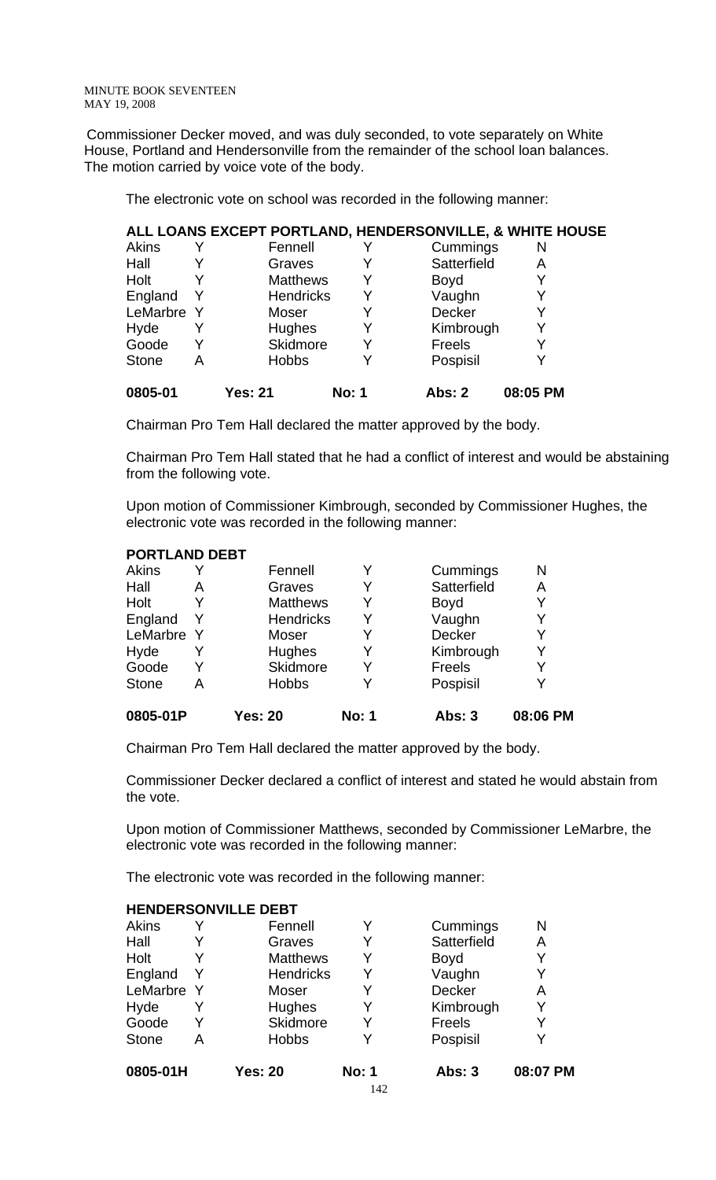Commissioner Decker moved, and was duly seconded, to vote separately on White House, Portland and Hendersonville from the remainder of the school loan balances. The motion carried by voice vote of the body.

The electronic vote on school was recorded in the following manner:

**ALL LOANS EXCEPT PORTLAND, HENDERSONVILLE, & WHITE HOUSE**

| | | | | | |
|---|---|---|---|---|---|
| Akins | Y | Fennell | Y | Cummings | N |
| Hall | Y | Graves | Y | Satterfield | A |
| Holt | Y | Matthews | Y | Boyd | Y |
| England | Y | Hendricks | Y | Vaughn | Y |
| LeMarbre | Y | Moser | Y | Decker | Y |
| Hyde | Y | Hughes | Y | Kimbrough | Y |
| Goode | Y | Skidmore | Y | Freels | Y |
| Stone | A | Hobbs | Y | Pospisil | Y |
| **0805-01** | | **Yes: 21** | **No: 1** | **Abs: 2** | **08:05 PM** |

Chairman Pro Tem Hall declared the matter approved by the body.

Chairman Pro Tem Hall stated that he had a conflict of interest and would be abstaining from the following vote.

Upon motion of Commissioner Kimbrough, seconded by Commissioner Hughes, the electronic vote was recorded in the following manner:

**PORTLAND DEBT**

| | | | | | |
|---|---|---|---|---|---|
| Akins | Y | Fennell | Y | Cummings | N |
| Hall | A | Graves | Y | Satterfield | A |
| Holt | Y | Matthews | Y | Boyd | Y |
| England | Y | Hendricks | Y | Vaughn | Y |
| LeMarbre | Y | Moser | Y | Decker | Y |
| Hyde | Y | Hughes | Y | Kimbrough | Y |
| Goode | Y | Skidmore | Y | Freels | Y |
| Stone | A | Hobbs | Y | Pospisil | Y |
| **0805-01P** | | **Yes: 20** | **No: 1** | **Abs: 3** | **08:06 PM** |

Chairman Pro Tem Hall declared the matter approved by the body.

Commissioner Decker declared a conflict of interest and stated he would abstain from the vote.

Upon motion of Commissioner Matthews, seconded by Commissioner LeMarbre, the electronic vote was recorded in the following manner:

The electronic vote was recorded in the following manner:

**HENDERSONVILLE DEBT**

| | | | | | |
|---|---|---|---|---|---|
| Akins | Y | Fennell | Y | Cummings | N |
| Hall | Y | Graves | Y | Satterfield | A |
| Holt | Y | Matthews | Y | Boyd | Y |
| England | Y | Hendricks | Y | Vaughn | Y |
| LeMarbre | Y | Moser | Y | Decker | A |
| Hyde | Y | Hughes | Y | Kimbrough | Y |
| Goode | Y | Skidmore | Y | Freels | Y |
| Stone | A | Hobbs | Y | Pospisil | Y |
| **0805-01H** | | **Yes: 20** | **No: 1** | **Abs: 3** | **08:07 PM** |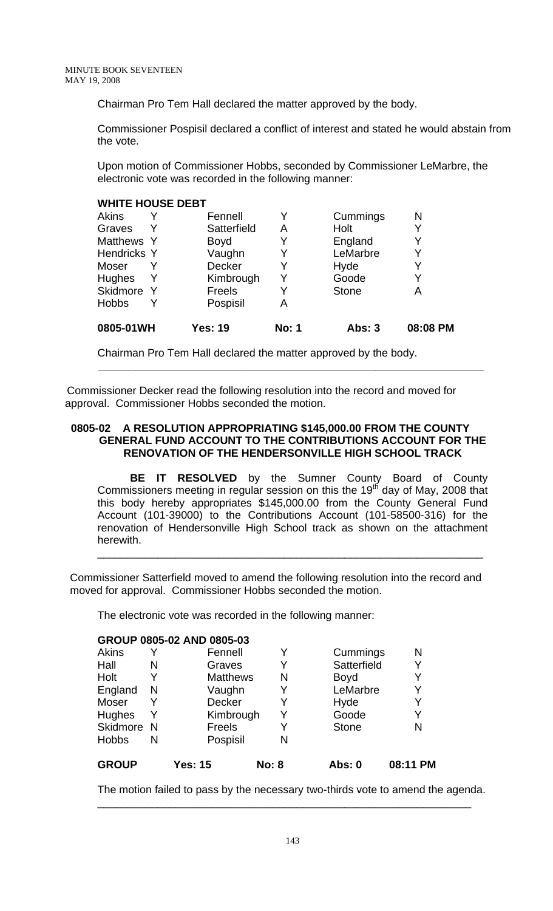Chairman Pro Tem Hall declared the matter approved by the body.

Commissioner Pospisil declared a conflict of interest and stated he would abstain from the vote.

Upon motion of Commissioner Hobbs, seconded by Commissioner LeMarbre, the electronic vote was recorded in the following manner:

**WHITE HOUSE DEBT**

| | | | | | |
|---|---|---|---|---|---|
| Akins | Y | Fennell | Y | Cummings | N |
| Graves | Y | Satterfield | A | Holt | Y |
| Matthews | Y | Boyd | Y | England | Y |
| Hendricks | Y | Vaughn | Y | LeMarbre | Y |
| Moser | Y | Decker | Y | Hyde | Y |
| Hughes | Y | Kimbrough | Y | Goode | Y |
| Skidmore | Y | Freels | Y | Stone | A |
| Hobbs | Y | Pospisil | A | | |
| **0805-01WH** | | **Yes: 19** | **No: 1** | **Abs: 3** | **08:08 PM** |

Chairman Pro Tem Hall declared the matter approved by the body.

---

Commissioner Decker read the following resolution into the record and moved for approval. Commissioner Hobbs seconded the motion.

**0805-02 A RESOLUTION APPROPRIATING $145,000.00 FROM THE COUNTY GENERAL FUND ACCOUNT TO THE CONTRIBUTIONS ACCOUNT FOR THE RENOVATION OF THE HENDERSONVILLE HIGH SCHOOL TRACK**

**BE IT RESOLVED** by the Sumner County Board of County Commissioners meeting in regular session on this the 19th day of May, 2008 that this body hereby appropriates $145,000.00 from the County General Fund Account (101-39000) to the Contributions Account (101-58500-316) for the renovation of Hendersonville High School track as shown on the attachment herewith.

---

Commissioner Satterfield moved to amend the following resolution into the record and moved for approval. Commissioner Hobbs seconded the motion.

The electronic vote was recorded in the following manner:

**GROUP 0805-02 AND 0805-03**

| | | | | | |
|---|---|---|---|---|---|
| Akins | Y | Fennell | Y | Cummings | N |
| Hall | N | Graves | Y | Satterfield | Y |
| Holt | Y | Matthews | N | Boyd | Y |
| England | N | Vaughn | Y | LeMarbre | Y |
| Moser | Y | Decker | Y | Hyde | Y |
| Hughes | Y | Kimbrough | Y | Goode | Y |
| Skidmore | N | Freels | Y | Stone | N |
| Hobbs | N | Pospisil | N | | |
| **GROUP** | | **Yes: 15** | **No: 8** | **Abs: 0** | **08:11 PM** |

The motion failed to pass by the necessary two-thirds vote to amend the agenda.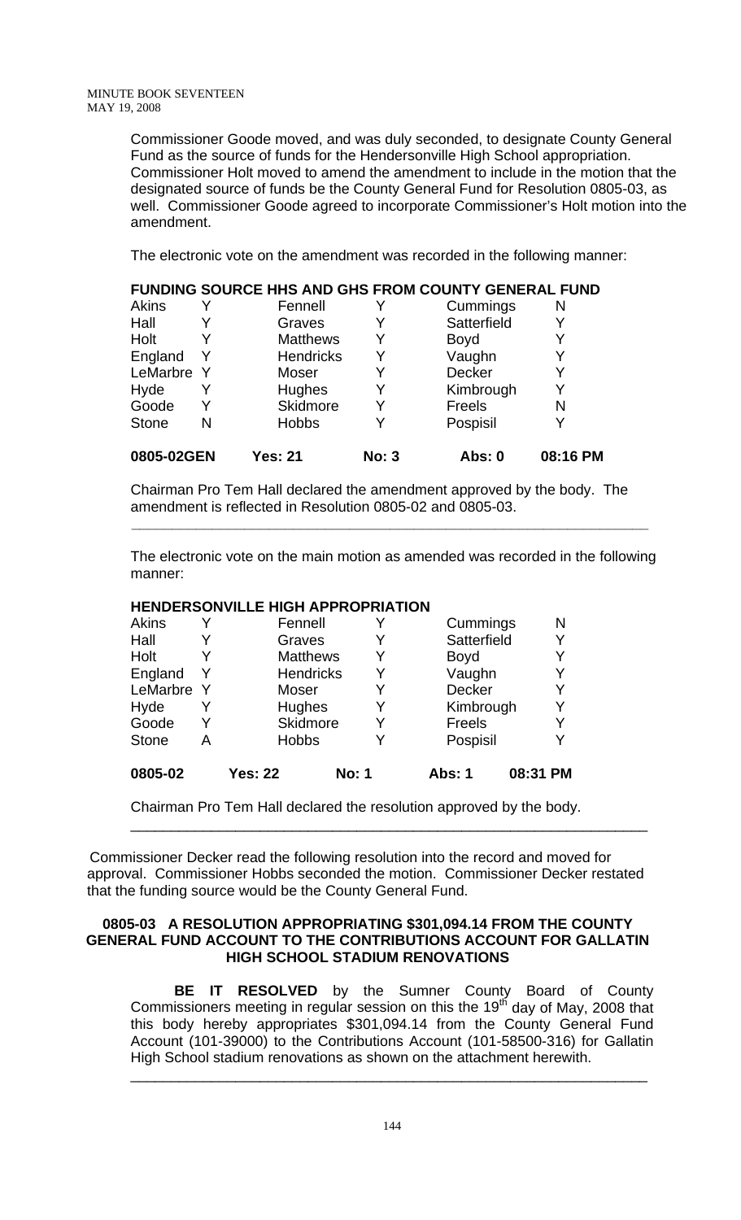Commissioner Goode moved, and was duly seconded, to designate County General Fund as the source of funds for the Hendersonville High School appropriation. Commissioner Holt moved to amend the amendment to include in the motion that the designated source of funds be the County General Fund for Resolution 0805-03, as well. Commissioner Goode agreed to incorporate Commissioner's Holt motion into the amendment.

The electronic vote on the amendment was recorded in the following manner:

**FUNDING SOURCE HHS AND GHS FROM COUNTY GENERAL FUND**

| | | | | | |
|---|---|---|---|---|---|
| Akins | Y | Fennell | Y | Cummings | N |
| Hall | Y | Graves | Y | Satterfield | Y |
| Holt | Y | Matthews | Y | Boyd | Y |
| England | Y | Hendricks | Y | Vaughn | Y |
| LeMarbre | Y | Moser | Y | Decker | Y |
| Hyde | Y | Hughes | Y | Kimbrough | Y |
| Goode | Y | Skidmore | Y | Freels | N |
| Stone | N | Hobbs | Y | Pospisil | Y |
| **0805-02GEN** | | **Yes: 21** | **No: 3** | **Abs: 0** | **08:16 PM** |

Chairman Pro Tem Hall declared the amendment approved by the body. The amendment is reflected in Resolution 0805-02 and 0805-03.

---

The electronic vote on the main motion as amended was recorded in the following manner:

**HENDERSONVILLE HIGH APPROPRIATION**

| | | | | | |
|---|---|---|---|---|---|
| Akins | Y | Fennell | Y | Cummings | N |
| Hall | Y | Graves | Y | Satterfield | Y |
| Holt | Y | Matthews | Y | Boyd | Y |
| England | Y | Hendricks | Y | Vaughn | Y |
| LeMarbre | Y | Moser | Y | Decker | Y |
| Hyde | Y | Hughes | Y | Kimbrough | Y |
| Goode | Y | Skidmore | Y | Freels | Y |
| Stone | A | Hobbs | Y | Pospisil | Y |
| **0805-02** | | **Yes: 22** | **No: 1** | **Abs: 1** | **08:31 PM** |

Chairman Pro Tem Hall declared the resolution approved by the body.

---

Commissioner Decker read the following resolution into the record and moved for approval. Commissioner Hobbs seconded the motion. Commissioner Decker restated that the funding source would be the County General Fund.

**0805-03 A RESOLUTION APPROPRIATING $301,094.14 FROM THE COUNTY GENERAL FUND ACCOUNT TO THE CONTRIBUTIONS ACCOUNT FOR GALLATIN HIGH SCHOOL STADIUM RENOVATIONS**

**BE IT RESOLVED** by the Sumner County Board of County Commissioners meeting in regular session on this the 19th day of May, 2008 that this body hereby appropriates $301,094.14 from the County General Fund Account (101-39000) to the Contributions Account (101-58500-316) for Gallatin High School stadium renovations as shown on the attachment herewith.

---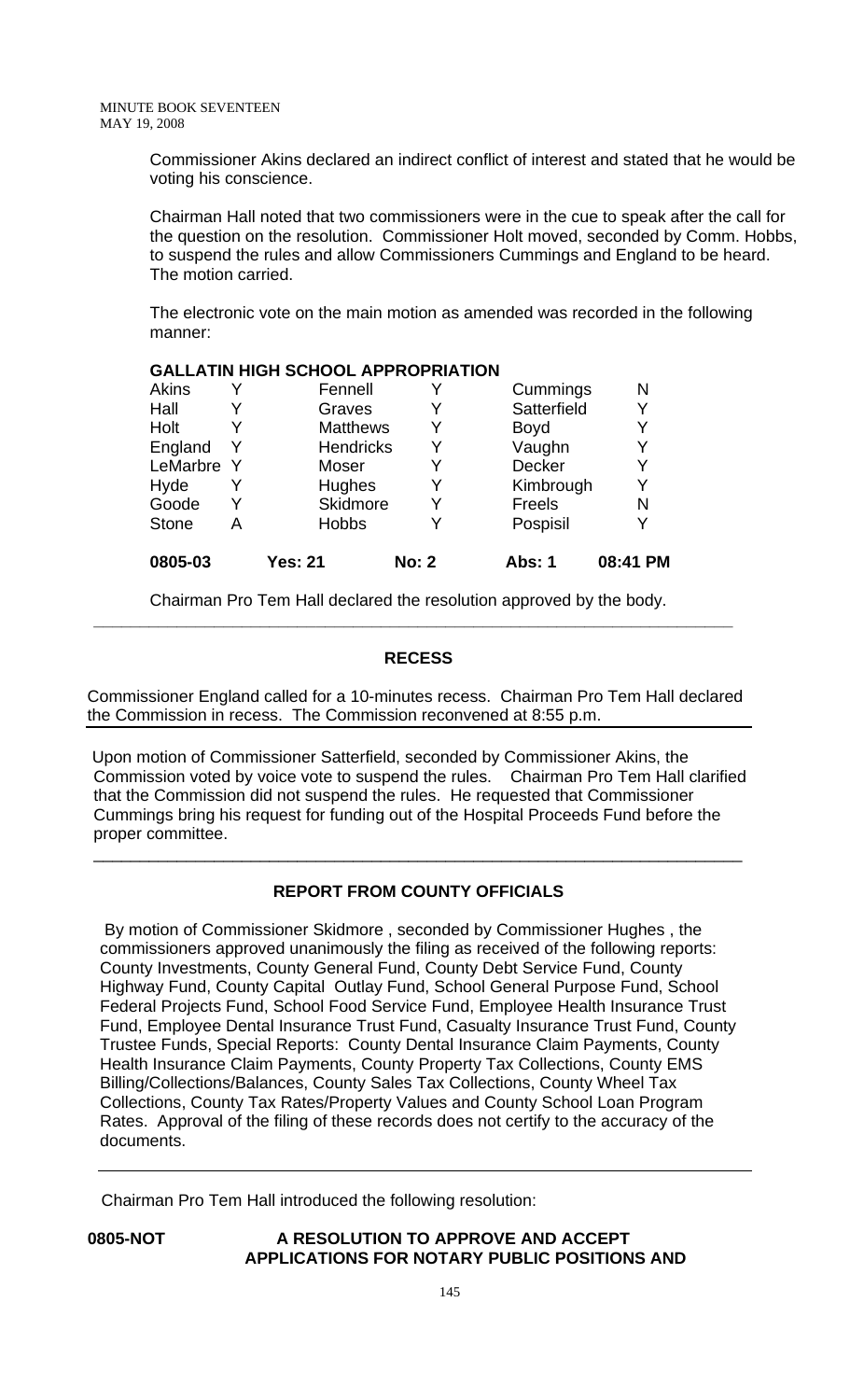Commissioner Akins declared an indirect conflict of interest and stated that he would be voting his conscience.

Chairman Hall noted that two commissioners were in the cue to speak after the call for the question on the resolution. Commissioner Holt moved, seconded by Comm. Hobbs, to suspend the rules and allow Commissioners Cummings and England to be heard. The motion carried.

The electronic vote on the main motion as amended was recorded in the following manner:

**GALLATIN HIGH SCHOOL APPROPRIATION**

| | | | | | |
|---|---|---|---|---|---|
| Akins | Y | Fennell | Y | Cummings | N |
| Hall | Y | Graves | Y | Satterfield | Y |
| Holt | Y | Matthews | Y | Boyd | Y |
| England | Y | Hendricks | Y | Vaughn | Y |
| LeMarbre | Y | Moser | Y | Decker | Y |
| Hyde | Y | Hughes | Y | Kimbrough | Y |
| Goode | Y | Skidmore | Y | Freels | N |
| Stone | A | Hobbs | Y | Pospisil | Y |
| **0805-03** | | **Yes: 21** | **No: 2** | **Abs: 1** | **08:41 PM** |

Chairman Pro Tem Hall declared the resolution approved by the body.

---

## RECESS

Commissioner England called for a 10-minutes recess. Chairman Pro Tem Hall declared the Commission in recess. The Commission reconvened at 8:55 p.m.

---

Upon motion of Commissioner Satterfield, seconded by Commissioner Akins, the Commission voted by voice vote to suspend the rules. Chairman Pro Tem Hall clarified that the Commission did not suspend the rules. He requested that Commissioner Cummings bring his request for funding out of the Hospital Proceeds Fund before the proper committee.

---

## REPORT FROM COUNTY OFFICIALS

By motion of Commissioner Skidmore , seconded by Commissioner Hughes , the commissioners approved unanimously the filing as received of the following reports: County Investments, County General Fund, County Debt Service Fund, County Highway Fund, County Capital Outlay Fund, School General Purpose Fund, School Federal Projects Fund, School Food Service Fund, Employee Health Insurance Trust Fund, Employee Dental Insurance Trust Fund, Casualty Insurance Trust Fund, County Trustee Funds, Special Reports: County Dental Insurance Claim Payments, County Health Insurance Claim Payments, County Property Tax Collections, County EMS Billing/Collections/Balances, County Sales Tax Collections, County Wheel Tax Collections, County Tax Rates/Property Values and County School Loan Program Rates. Approval of the filing of these records does not certify to the accuracy of the documents.

---

Chairman Pro Tem Hall introduced the following resolution:

**0805-NOT** **A RESOLUTION TO APPROVE AND ACCEPT APPLICATIONS FOR NOTARY PUBLIC POSITIONS AND**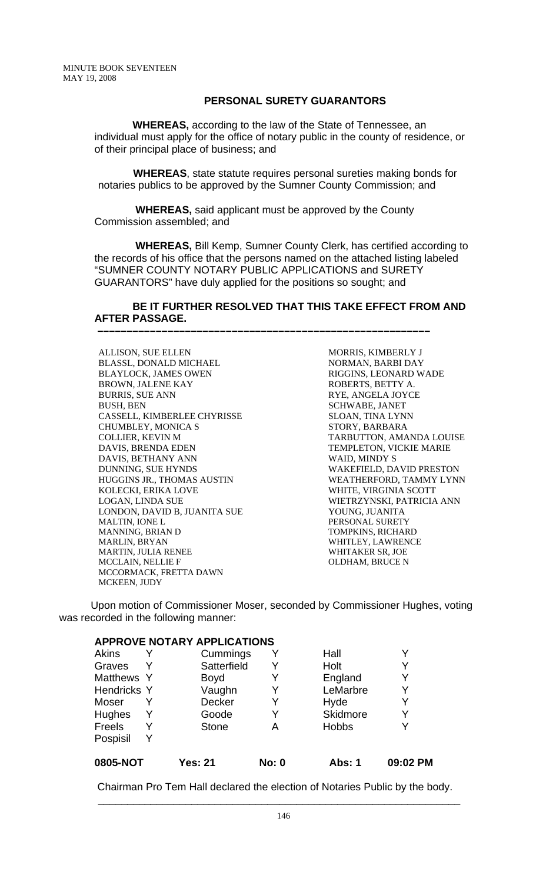MINUTE BOOK SEVENTEEN
MAY 19, 2008

## PERSONAL SURETY GUARANTORS

**WHEREAS,** according to the law of the State of Tennessee, an individual must apply for the office of notary public in the county of residence, or of their principal place of business; and

**WHEREAS**, state statute requires personal sureties making bonds for notaries publics to be approved by the Sumner County Commission; and

**WHEREAS,** said applicant must be approved by the County Commission assembled; and

**WHEREAS,** Bill Kemp, Sumner County Clerk, has certified according to the records of his office that the persons named on the attached listing labeled "SUMNER COUNTY NOTARY PUBLIC APPLICATIONS and SURETY GUARANTORS" have duly applied for the positions so sought; and

**BE IT FURTHER RESOLVED THAT THIS TAKE EFFECT FROM AND AFTER PASSAGE.**

---

ALLISON, SUE ELLEN
BLASSL, DONALD MICHAEL
BLAYLOCK, JAMES OWEN
BROWN, JALENE KAY
BURRIS, SUE ANN
BUSH, BEN
CASSELL, KIMBERLEE CHYRISSE
CHUMBLEY, MONICA S
COLLIER, KEVIN M
DAVIS, BRENDA EDEN
DAVIS, BETHANY ANN
DUNNING, SUE HYNDS
HUGGINS JR., THOMAS AUSTIN
KOLECKI, ERIKA LOVE
LOGAN, LINDA SUE
LONDON, DAVID B, JUANITA SUE
MALTIN, IONE L
MANNING, BRIAN D
MARLIN, BRYAN
MARTIN, JULIA RENEE
MCCLAIN, NELLIE F
MCCORMACK, FRETTA DAWN
MCKEEN, JUDY
MORRIS, KIMBERLY J
NORMAN, BARBI DAY
RIGGINS, LEONARD WADE
ROBERTS, BETTY A.
RYE, ANGELA JOYCE
SCHWABE, JANET
SLOAN, TINA LYNN
STORY, BARBARA
TARBUTTON, AMANDA LOUISE
TEMPLETON, VICKIE MARIE
WAID, MINDY S
WAKEFIELD, DAVID PRESTON
WEATHERFORD, TAMMY LYNN
WHITE, VIRGINIA SCOTT
WIETRZYNSKI, PATRICIA ANN
YOUNG, JUANITA
PERSONAL SURETY
TOMPKINS, RICHARD
WHITLEY, LAWRENCE
WHITAKER SR, JOE
OLDHAM, BRUCE N

Upon motion of Commissioner Moser, seconded by Commissioner Hughes, voting was recorded in the following manner:

**APPROVE NOTARY APPLICATIONS**

| | | | | | |
|---|---|---|---|---|---|
| Akins | Y | Cummings | Y | Hall | Y |
| Graves | Y | Satterfield | Y | Holt | Y |
| Matthews | Y | Boyd | Y | England | Y |
| Hendricks | Y | Vaughn | Y | LeMarbre | Y |
| Moser | Y | Decker | Y | Hyde | Y |
| Hughes | Y | Goode | Y | Skidmore | Y |
| Freels | Y | Stone | A | Hobbs | Y |
| Pospisil | Y | | | | |

**0805-NOT Yes: 21 No: 0 Abs: 1 09:02 PM**

Chairman Pro Tem Hall declared the election of Notaries Public by the body.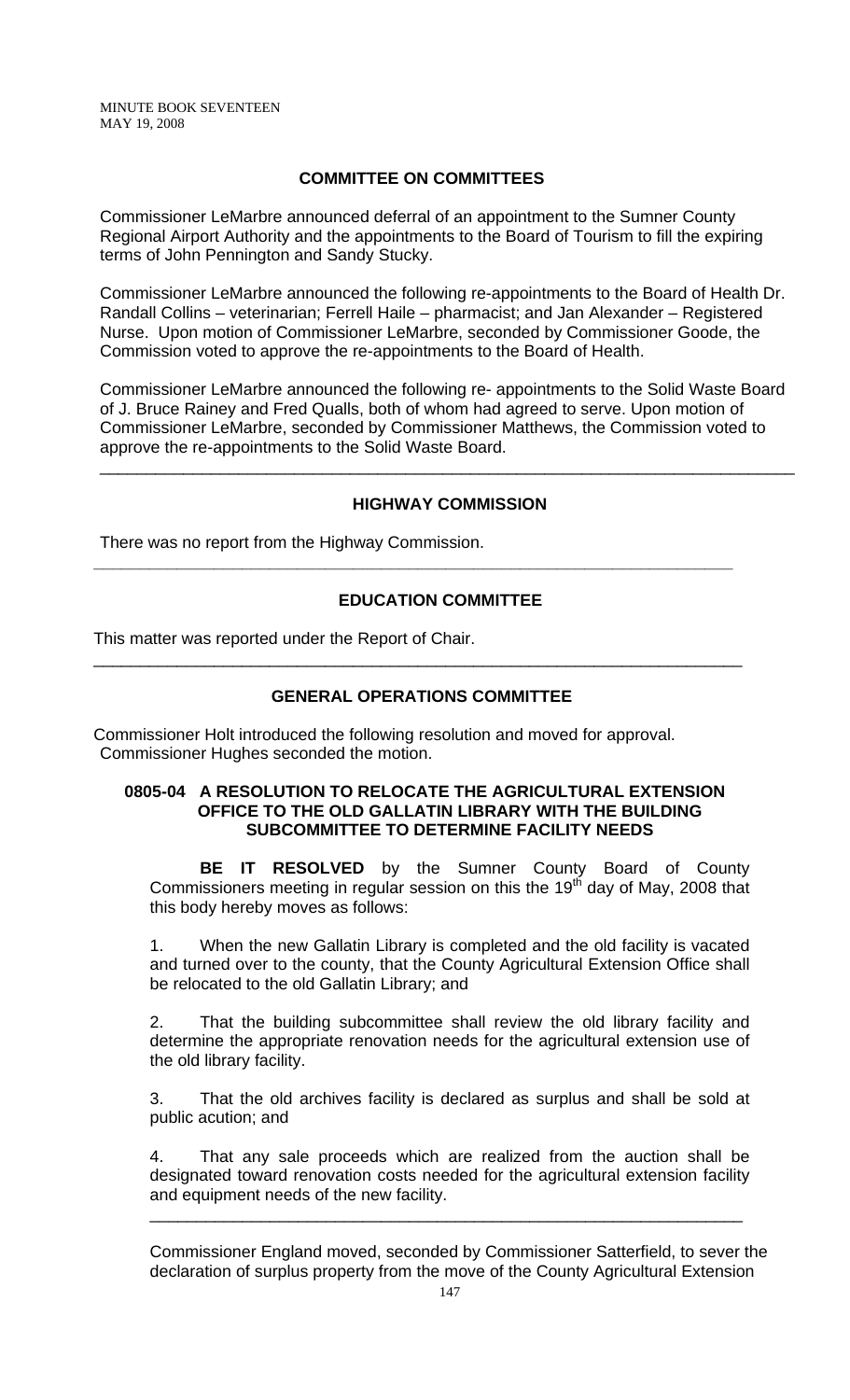## COMMITTEE ON COMMITTEES

Commissioner LeMarbre announced deferral of an appointment to the Sumner County Regional Airport Authority and the appointments to the Board of Tourism to fill the expiring terms of John Pennington and Sandy Stucky.

Commissioner LeMarbre announced the following re-appointments to the Board of Health Dr. Randall Collins – veterinarian; Ferrell Haile – pharmacist; and Jan Alexander – Registered Nurse. Upon motion of Commissioner LeMarbre, seconded by Commissioner Goode, the Commission voted to approve the re-appointments to the Board of Health.

Commissioner LeMarbre announced the following re- appointments to the Solid Waste Board of J. Bruce Rainey and Fred Qualls, both of whom had agreed to serve. Upon motion of Commissioner LeMarbre, seconded by Commissioner Matthews, the Commission voted to approve the re-appointments to the Solid Waste Board.

---

## HIGHWAY COMMISSION

There was no report from the Highway Commission.

---

## EDUCATION COMMITTEE

This matter was reported under the Report of Chair.

---

## GENERAL OPERATIONS COMMITTEE

Commissioner Holt introduced the following resolution and moved for approval. Commissioner Hughes seconded the motion.

### 0805-04 A RESOLUTION TO RELOCATE THE AGRICULTURAL EXTENSION OFFICE TO THE OLD GALLATIN LIBRARY WITH THE BUILDING SUBCOMMITTEE TO DETERMINE FACILITY NEEDS

**BE IT RESOLVED** by the Sumner County Board of County Commissioners meeting in regular session on this the 19th day of May, 2008 that this body hereby moves as follows:

1. When the new Gallatin Library is completed and the old facility is vacated and turned over to the county, that the County Agricultural Extension Office shall be relocated to the old Gallatin Library; and

2. That the building subcommittee shall review the old library facility and determine the appropriate renovation needs for the agricultural extension use of the old library facility.

3. That the old archives facility is declared as surplus and shall be sold at public acution; and

4. That any sale proceeds which are realized from the auction shall be designated toward renovation costs needed for the agricultural extension facility and equipment needs of the new facility.

---

Commissioner England moved, seconded by Commissioner Satterfield, to sever the declaration of surplus property from the move of the County Agricultural Extension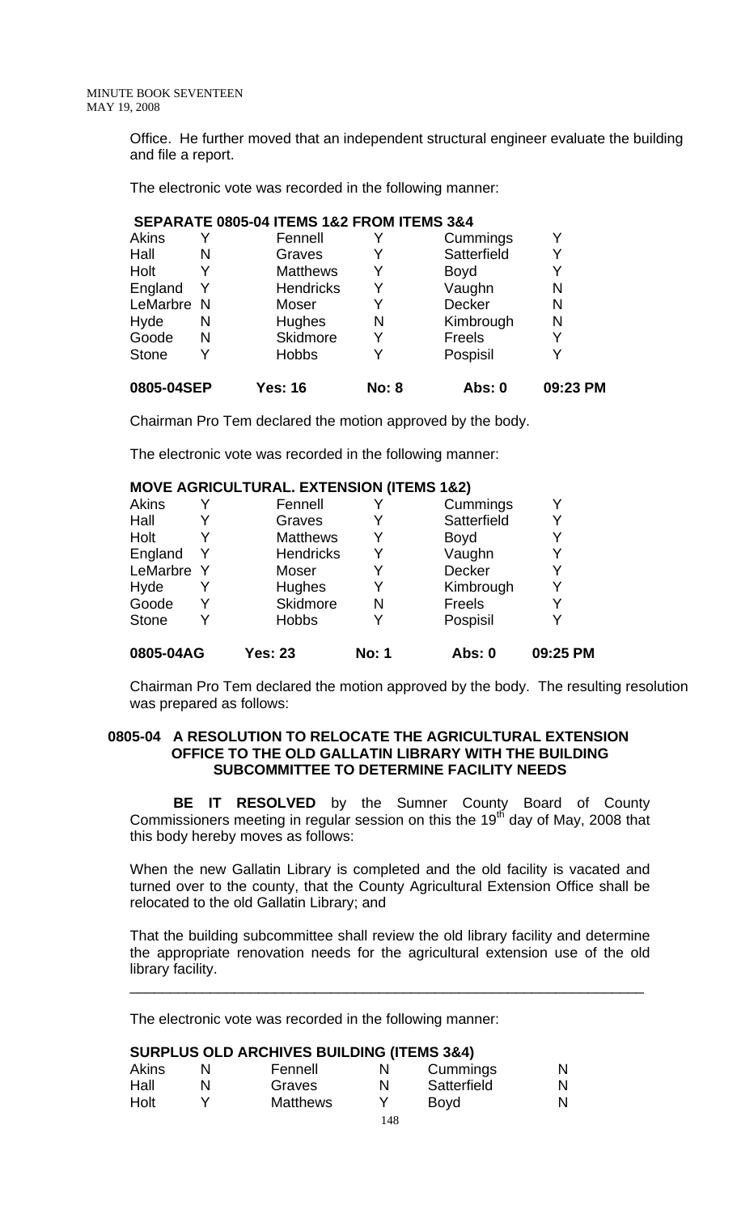Office. He further moved that an independent structural engineer evaluate the building and file a report.

The electronic vote was recorded in the following manner:

**SEPARATE 0805-04 ITEMS 1&2 FROM ITEMS 3&4**

| | | | | | |
|---|---|---|---|---|---|
| Akins | Y | Fennell | Y | Cummings | Y |
| Hall | N | Graves | Y | Satterfield | Y |
| Holt | Y | Matthews | Y | Boyd | Y |
| England | Y | Hendricks | Y | Vaughn | N |
| LeMarbre | N | Moser | Y | Decker | N |
| Hyde | N | Hughes | N | Kimbrough | N |
| Goode | N | Skidmore | Y | Freels | Y |
| Stone | Y | Hobbs | Y | Pospisil | Y |
| **0805-04SEP** | | **Yes: 16** | **No: 8** | **Abs: 0** | **09:23 PM** |

Chairman Pro Tem declared the motion approved by the body.

The electronic vote was recorded in the following manner:

**MOVE AGRICULTURAL. EXTENSION (ITEMS 1&2)**

| | | | | | |
|---|---|---|---|---|---|
| Akins | Y | Fennell | Y | Cummings | Y |
| Hall | Y | Graves | Y | Satterfield | Y |
| Holt | Y | Matthews | Y | Boyd | Y |
| England | Y | Hendricks | Y | Vaughn | Y |
| LeMarbre | Y | Moser | Y | Decker | Y |
| Hyde | Y | Hughes | Y | Kimbrough | Y |
| Goode | Y | Skidmore | N | Freels | Y |
| Stone | Y | Hobbs | Y | Pospisil | Y |
| **0805-04AG** | | **Yes: 23** | **No: 1** | **Abs: 0** | **09:25 PM** |

Chairman Pro Tem declared the motion approved by the body. The resulting resolution was prepared as follows:

**0805-04 A RESOLUTION TO RELOCATE THE AGRICULTURAL EXTENSION OFFICE TO THE OLD GALLATIN LIBRARY WITH THE BUILDING SUBCOMMITTEE TO DETERMINE FACILITY NEEDS**

**BE IT RESOLVED** by the Sumner County Board of County Commissioners meeting in regular session on this the 19th day of May, 2008 that this body hereby moves as follows:

When the new Gallatin Library is completed and the old facility is vacated and turned over to the county, that the County Agricultural Extension Office shall be relocated to the old Gallatin Library; and

That the building subcommittee shall review the old library facility and determine the appropriate renovation needs for the agricultural extension use of the old library facility.

---

The electronic vote was recorded in the following manner:

**SURPLUS OLD ARCHIVES BUILDING (ITEMS 3&4)**

| | | | | | |
|---|---|---|---|---|---|
| Akins | N | Fennell | N | Cummings | N |
| Hall | N | Graves | N | Satterfield | N |
| Holt | Y | Matthews | Y | Boyd | N |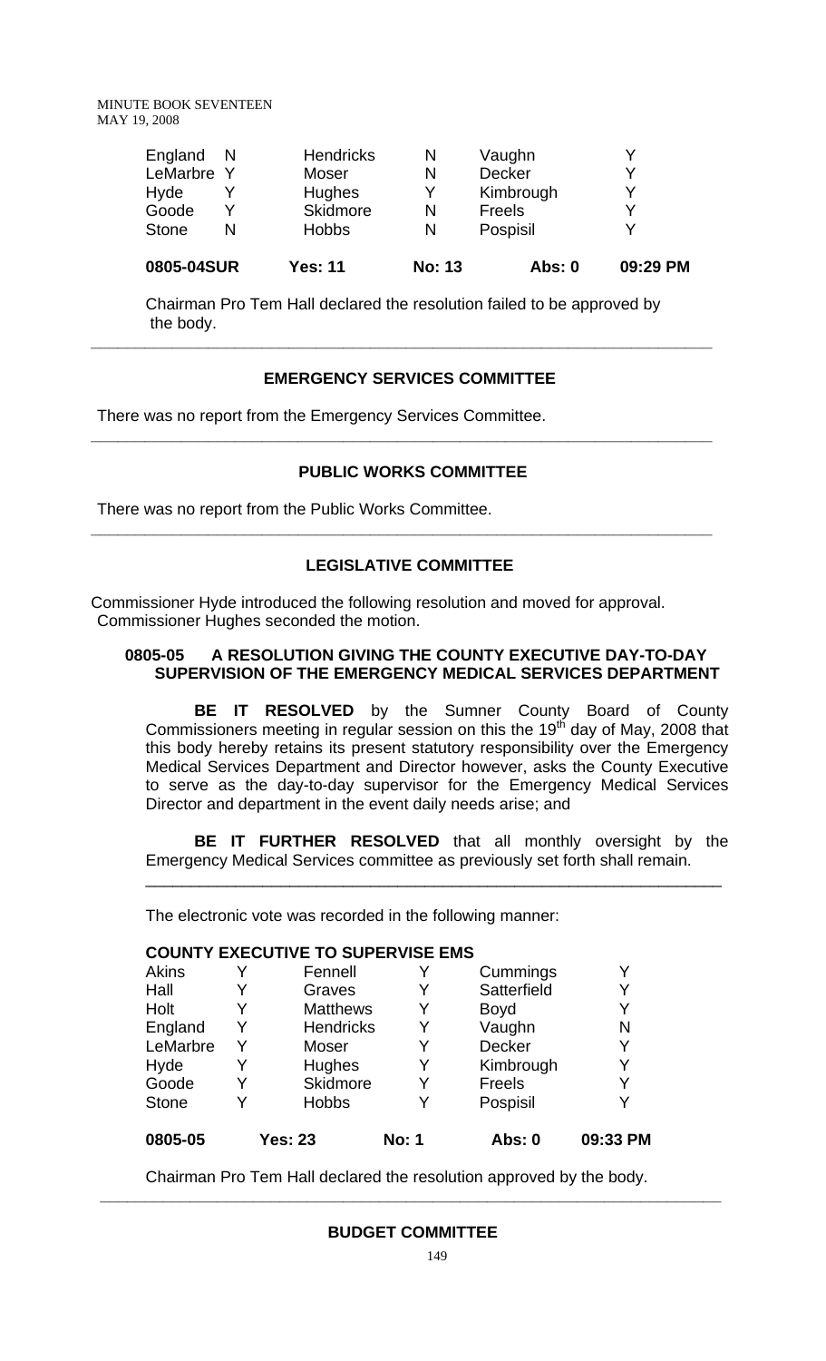| England | N | Hendricks | N | Vaughn | Y |
|---|---|---|---|---|---|
| LeMarbre | Y | Moser | N | Decker | Y |
| Hyde | Y | Hughes | Y | Kimbrough | Y |
| Goode | Y | Skidmore | N | Freels | Y |
| Stone | N | Hobbs | N | Pospisil | Y |

**0805-04SUR** **Yes: 11** **No: 13** **Abs: 0** **09:29 PM**

Chairman Pro Tem Hall declared the resolution failed to be approved by the body.

---

## EMERGENCY SERVICES COMMITTEE

There was no report from the Emergency Services Committee.

---

## PUBLIC WORKS COMMITTEE

There was no report from the Public Works Committee.

---

## LEGISLATIVE COMMITTEE

Commissioner Hyde introduced the following resolution and moved for approval. Commissioner Hughes seconded the motion.

### 0805-05 A RESOLUTION GIVING THE COUNTY EXECUTIVE DAY-TO-DAY SUPERVISION OF THE EMERGENCY MEDICAL SERVICES DEPARTMENT

**BE IT RESOLVED** by the Sumner County Board of County Commissioners meeting in regular session on this the 19th day of May, 2008 that this body hereby retains its present statutory responsibility over the Emergency Medical Services Department and Director however, asks the County Executive to serve as the day-to-day supervisor for the Emergency Medical Services Director and department in the event daily needs arise; and

**BE IT FURTHER RESOLVED** that all monthly oversight by the Emergency Medical Services committee as previously set forth shall remain.

---

The electronic vote was recorded in the following manner:

**COUNTY EXECUTIVE TO SUPERVISE EMS**

| Akins | Y | Fennell | Y | Cummings | Y |
|---|---|---|---|---|---|
| Hall | Y | Graves | Y | Satterfield | Y |
| Holt | Y | Matthews | Y | Boyd | Y |
| England | Y | Hendricks | Y | Vaughn | N |
| LeMarbre | Y | Moser | Y | Decker | Y |
| Hyde | Y | Hughes | Y | Kimbrough | Y |
| Goode | Y | Skidmore | Y | Freels | Y |
| Stone | Y | Hobbs | Y | Pospisil | Y |

**0805-05** **Yes: 23** **No: 1** **Abs: 0** **09:33 PM**

Chairman Pro Tem Hall declared the resolution approved by the body.

---

## BUDGET COMMITTEE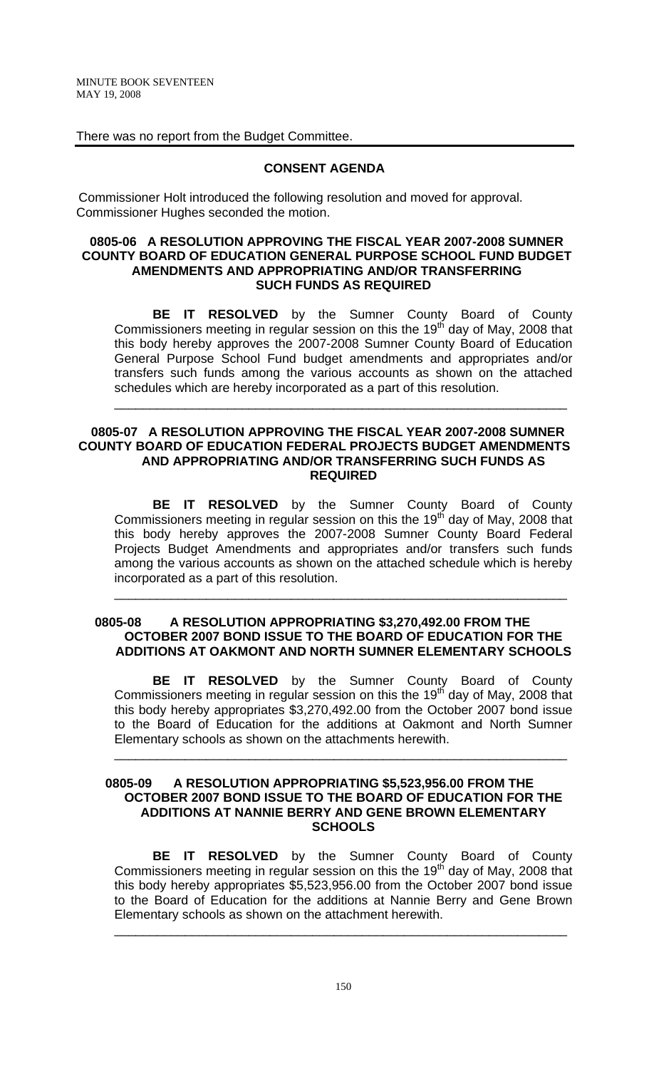There was no report from the Budget Committee.

---

## CONSENT AGENDA

Commissioner Holt introduced the following resolution and moved for approval. Commissioner Hughes seconded the motion.

### 0805-06 A RESOLUTION APPROVING THE FISCAL YEAR 2007-2008 SUMNER COUNTY BOARD OF EDUCATION GENERAL PURPOSE SCHOOL FUND BUDGET AMENDMENTS AND APPROPRIATING AND/OR TRANSFERRING SUCH FUNDS AS REQUIRED

**BE IT RESOLVED** by the Sumner County Board of County Commissioners meeting in regular session on this the 19th day of May, 2008 that this body hereby approves the 2007-2008 Sumner County Board of Education General Purpose School Fund budget amendments and appropriates and/or transfers such funds among the various accounts as shown on the attached schedules which are hereby incorporated as a part of this resolution.

---

### 0805-07 A RESOLUTION APPROVING THE FISCAL YEAR 2007-2008 SUMNER COUNTY BOARD OF EDUCATION FEDERAL PROJECTS BUDGET AMENDMENTS AND APPROPRIATING AND/OR TRANSFERRING SUCH FUNDS AS REQUIRED

**BE IT RESOLVED** by the Sumner County Board of County Commissioners meeting in regular session on this the 19th day of May, 2008 that this body hereby approves the 2007-2008 Sumner County Board Federal Projects Budget Amendments and appropriates and/or transfers such funds among the various accounts as shown on the attached schedule which is hereby incorporated as a part of this resolution.

---

### 0805-08 A RESOLUTION APPROPRIATING $3,270,492.00 FROM THE OCTOBER 2007 BOND ISSUE TO THE BOARD OF EDUCATION FOR THE ADDITIONS AT OAKMONT AND NORTH SUMNER ELEMENTARY SCHOOLS

**BE IT RESOLVED** by the Sumner County Board of County Commissioners meeting in regular session on this the 19th day of May, 2008 that this body hereby appropriates $3,270,492.00 from the October 2007 bond issue to the Board of Education for the additions at Oakmont and North Sumner Elementary schools as shown on the attachments herewith.

---

### 0805-09 A RESOLUTION APPROPRIATING $5,523,956.00 FROM THE OCTOBER 2007 BOND ISSUE TO THE BOARD OF EDUCATION FOR THE ADDITIONS AT NANNIE BERRY AND GENE BROWN ELEMENTARY SCHOOLS

**BE IT RESOLVED** by the Sumner County Board of County Commissioners meeting in regular session on this the 19th day of May, 2008 that this body hereby appropriates $5,523,956.00 from the October 2007 bond issue to the Board of Education for the additions at Nannie Berry and Gene Brown Elementary schools as shown on the attachment herewith.

---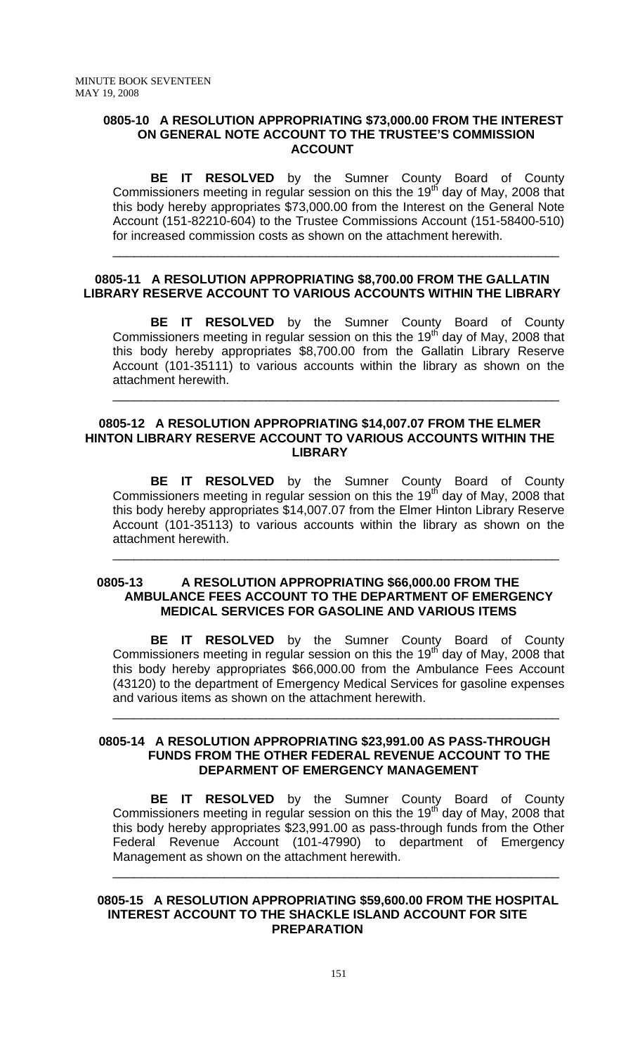### 0805-10 A RESOLUTION APPROPRIATING $73,000.00 FROM THE INTEREST ON GENERAL NOTE ACCOUNT TO THE TRUSTEE'S COMMISSION ACCOUNT

**BE IT RESOLVED** by the Sumner County Board of County Commissioners meeting in regular session on this the 19th day of May, 2008 that this body hereby appropriates $73,000.00 from the Interest on the General Note Account (151-82210-604) to the Trustee Commissions Account (151-58400-510) for increased commission costs as shown on the attachment herewith.

---

### 0805-11 A RESOLUTION APPROPRIATING $8,700.00 FROM THE GALLATIN LIBRARY RESERVE ACCOUNT TO VARIOUS ACCOUNTS WITHIN THE LIBRARY

**BE IT RESOLVED** by the Sumner County Board of County Commissioners meeting in regular session on this the 19th day of May, 2008 that this body hereby appropriates $8,700.00 from the Gallatin Library Reserve Account (101-35111) to various accounts within the library as shown on the attachment herewith.

---

### 0805-12 A RESOLUTION APPROPRIATING $14,007.07 FROM THE ELMER HINTON LIBRARY RESERVE ACCOUNT TO VARIOUS ACCOUNTS WITHIN THE LIBRARY

**BE IT RESOLVED** by the Sumner County Board of County Commissioners meeting in regular session on this the 19th day of May, 2008 that this body hereby appropriates $14,007.07 from the Elmer Hinton Library Reserve Account (101-35113) to various accounts within the library as shown on the attachment herewith.

---

### 0805-13 A RESOLUTION APPROPRIATING $66,000.00 FROM THE AMBULANCE FEES ACCOUNT TO THE DEPARTMENT OF EMERGENCY MEDICAL SERVICES FOR GASOLINE AND VARIOUS ITEMS

**BE IT RESOLVED** by the Sumner County Board of County Commissioners meeting in regular session on this the 19th day of May, 2008 that this body hereby appropriates $66,000.00 from the Ambulance Fees Account (43120) to the department of Emergency Medical Services for gasoline expenses and various items as shown on the attachment herewith.

---

### 0805-14 A RESOLUTION APPROPRIATING $23,991.00 AS PASS-THROUGH FUNDS FROM THE OTHER FEDERAL REVENUE ACCOUNT TO THE DEPARMENT OF EMERGENCY MANAGEMENT

**BE IT RESOLVED** by the Sumner County Board of County Commissioners meeting in regular session on this the 19th day of May, 2008 that this body hereby appropriates $23,991.00 as pass-through funds from the Other Federal Revenue Account (101-47990) to department of Emergency Management as shown on the attachment herewith.

---

### 0805-15 A RESOLUTION APPROPRIATING $59,600.00 FROM THE HOSPITAL INTEREST ACCOUNT TO THE SHACKLE ISLAND ACCOUNT FOR SITE PREPARATION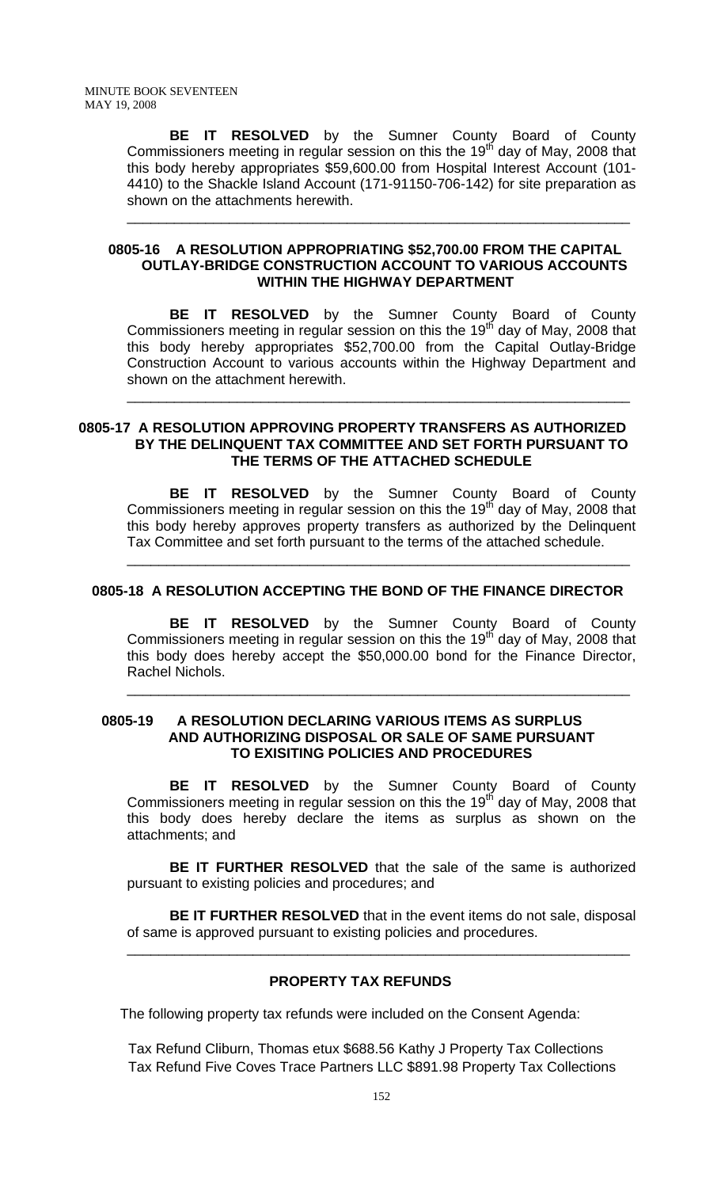**BE IT RESOLVED** by the Sumner County Board of County Commissioners meeting in regular session on this the 19th day of May, 2008 that this body hereby appropriates $59,600.00 from Hospital Interest Account (101-4410) to the Shackle Island Account (171-91150-706-142) for site preparation as shown on the attachments herewith.

---

### 0805-16 A RESOLUTION APPROPRIATING $52,700.00 FROM THE CAPITAL OUTLAY-BRIDGE CONSTRUCTION ACCOUNT TO VARIOUS ACCOUNTS WITHIN THE HIGHWAY DEPARTMENT

**BE IT RESOLVED** by the Sumner County Board of County Commissioners meeting in regular session on this the 19th day of May, 2008 that this body hereby appropriates $52,700.00 from the Capital Outlay-Bridge Construction Account to various accounts within the Highway Department and shown on the attachment herewith.

---

### 0805-17 A RESOLUTION APPROVING PROPERTY TRANSFERS AS AUTHORIZED BY THE DELINQUENT TAX COMMITTEE AND SET FORTH PURSUANT TO THE TERMS OF THE ATTACHED SCHEDULE

**BE IT RESOLVED** by the Sumner County Board of County Commissioners meeting in regular session on this the 19th day of May, 2008 that this body hereby approves property transfers as authorized by the Delinquent Tax Committee and set forth pursuant to the terms of the attached schedule.

---

### 0805-18 A RESOLUTION ACCEPTING THE BOND OF THE FINANCE DIRECTOR

**BE IT RESOLVED** by the Sumner County Board of County Commissioners meeting in regular session on this the 19th day of May, 2008 that this body does hereby accept the $50,000.00 bond for the Finance Director, Rachel Nichols.

---

### 0805-19 A RESOLUTION DECLARING VARIOUS ITEMS AS SURPLUS AND AUTHORIZING DISPOSAL OR SALE OF SAME PURSUANT TO EXISITING POLICIES AND PROCEDURES

**BE IT RESOLVED** by the Sumner County Board of County Commissioners meeting in regular session on this the 19th day of May, 2008 that this body does hereby declare the items as surplus as shown on the attachments; and

**BE IT FURTHER RESOLVED** that the sale of the same is authorized pursuant to existing policies and procedures; and

**BE IT FURTHER RESOLVED** that in the event items do not sale, disposal of same is approved pursuant to existing policies and procedures.

---

### PROPERTY TAX REFUNDS

The following property tax refunds were included on the Consent Agenda:

Tax Refund Cliburn, Thomas etux $688.56 Kathy J Property Tax Collections
Tax Refund Five Coves Trace Partners LLC $891.98 Property Tax Collections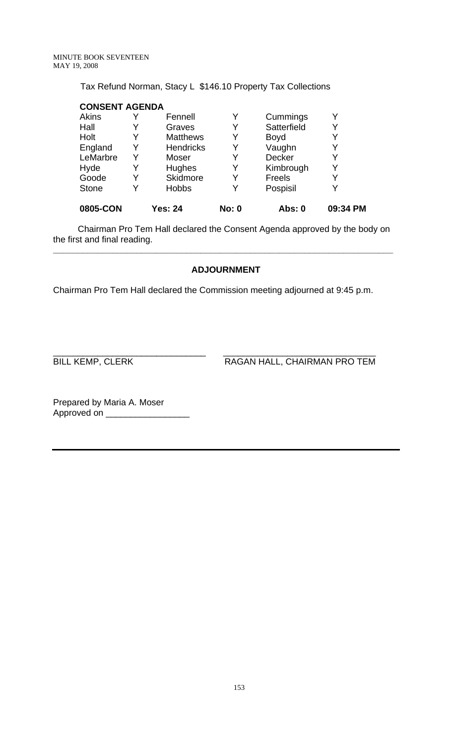Tax Refund Norman, Stacy L $146.10 Property Tax Collections

**CONSENT AGENDA**

| | | | | | |
|---|---|---|---|---|---|
| Akins | Y | Fennell | Y | Cummings | Y |
| Hall | Y | Graves | Y | Satterfield | Y |
| Holt | Y | Matthews | Y | Boyd | Y |
| England | Y | Hendricks | Y | Vaughn | Y |
| LeMarbre | Y | Moser | Y | Decker | Y |
| Hyde | Y | Hughes | Y | Kimbrough | Y |
| Goode | Y | Skidmore | Y | Freels | Y |
| Stone | Y | Hobbs | Y | Pospisil | Y |
| **0805-CON** | | **Yes: 24** | **No: 0** | **Abs: 0** | **09:34 PM** |

Chairman Pro Tem Hall declared the Consent Agenda approved by the body on the first and final reading.

---

**ADJOURNMENT**

Chairman Pro Tem Hall declared the Commission meeting adjourned at 9:45 p.m.

_______________________________ _______________________________
BILL KEMP, CLERK RAGAN HALL, CHAIRMAN PRO TEM

Prepared by Maria A. Moser
Approved on _________________